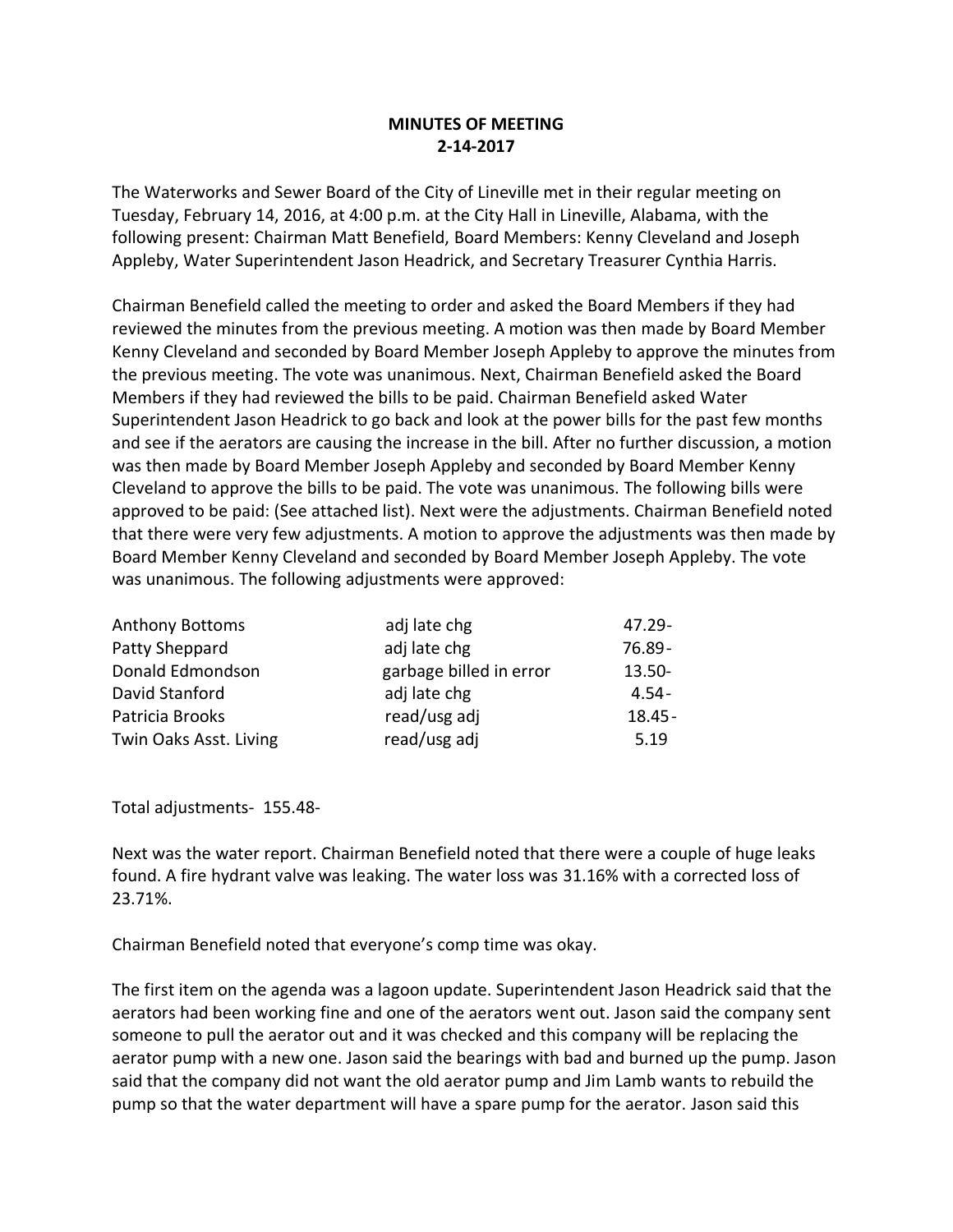**MINUTES OF MEETING**
**2-14-2017**

The Waterworks and Sewer Board of the City of Lineville met in their regular meeting on Tuesday, February 14, 2016, at 4:00 p.m. at the City Hall in Lineville, Alabama, with the following present: Chairman Matt Benefield, Board Members: Kenny Cleveland and Joseph Appleby, Water Superintendent Jason Headrick, and Secretary Treasurer Cynthia Harris.

Chairman Benefield called the meeting to order and asked the Board Members if they had reviewed the minutes from the previous meeting. A motion was then made by Board Member Kenny Cleveland and seconded by Board Member Joseph Appleby to approve the minutes from the previous meeting. The vote was unanimous. Next, Chairman Benefield asked the Board Members if they had reviewed the bills to be paid. Chairman Benefield asked Water Superintendent Jason Headrick to go back and look at the power bills for the past few months and see if the aerators are causing the increase in the bill. After no further discussion, a motion was then made by Board Member Joseph Appleby and seconded by Board Member Kenny Cleveland to approve the bills to be paid. The vote was unanimous. The following bills were approved to be paid: (See attached list). Next were the adjustments. Chairman Benefield noted that there were very few adjustments. A motion to approve the adjustments was then made by Board Member Kenny Cleveland and seconded by Board Member Joseph Appleby. The vote was unanimous. The following adjustments were approved:

| | | |
|---|---|---|
| Anthony Bottoms | adj late chg | 47.29- |
| Patty Sheppard | adj late chg | 76.89- |
| Donald Edmondson | garbage billed in error | 13.50- |
| David Stanford | adj late chg | 4.54- |
| Patricia Brooks | read/usg adj | 18.45- |
| Twin Oaks Asst. Living | read/usg adj | 5.19 |

Total adjustments- 155.48-

Next was the water report. Chairman Benefield noted that there were a couple of huge leaks found. A fire hydrant valve was leaking. The water loss was 31.16% with a corrected loss of 23.71%.

Chairman Benefield noted that everyone's comp time was okay.

The first item on the agenda was a lagoon update. Superintendent Jason Headrick said that the aerators had been working fine and one of the aerators went out. Jason said the company sent someone to pull the aerator out and it was checked and this company will be replacing the aerator pump with a new one. Jason said the bearings with bad and burned up the pump. Jason said that the company did not want the old aerator pump and Jim Lamb wants to rebuild the pump so that the water department will have a spare pump for the aerator. Jason said this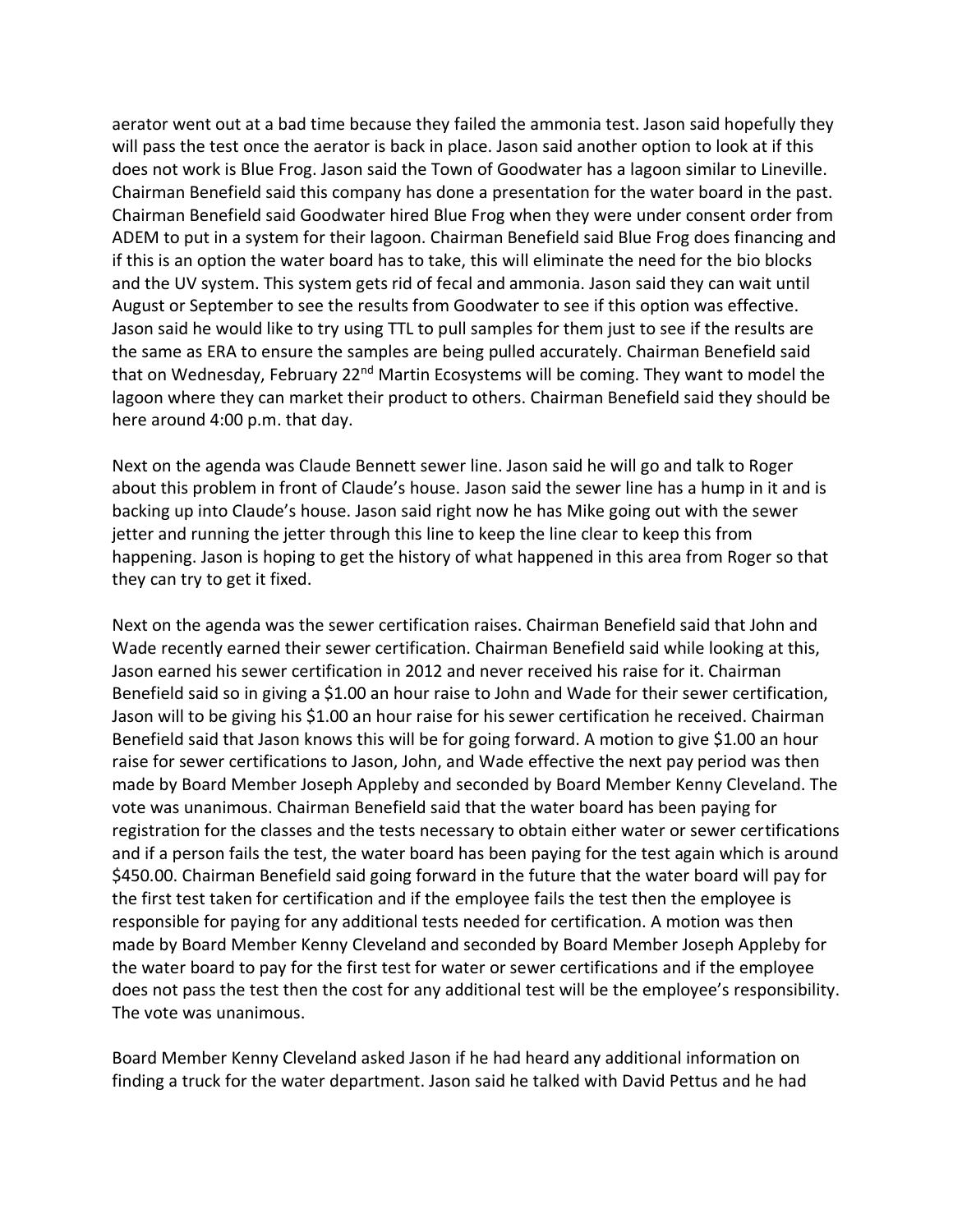aerator went out at a bad time because they failed the ammonia test. Jason said hopefully they will pass the test once the aerator is back in place. Jason said another option to look at if this does not work is Blue Frog. Jason said the Town of Goodwater has a lagoon similar to Lineville. Chairman Benefield said this company has done a presentation for the water board in the past. Chairman Benefield said Goodwater hired Blue Frog when they were under consent order from ADEM to put in a system for their lagoon. Chairman Benefield said Blue Frog does financing and if this is an option the water board has to take, this will eliminate the need for the bio blocks and the UV system. This system gets rid of fecal and ammonia. Jason said they can wait until August or September to see the results from Goodwater to see if this option was effective. Jason said he would like to try using TTL to pull samples for them just to see if the results are the same as ERA to ensure the samples are being pulled accurately. Chairman Benefield said that on Wednesday, February 22nd Martin Ecosystems will be coming. They want to model the lagoon where they can market their product to others. Chairman Benefield said they should be here around 4:00 p.m. that day.

Next on the agenda was Claude Bennett sewer line. Jason said he will go and talk to Roger about this problem in front of Claude's house. Jason said the sewer line has a hump in it and is backing up into Claude's house. Jason said right now he has Mike going out with the sewer jetter and running the jetter through this line to keep the line clear to keep this from happening. Jason is hoping to get the history of what happened in this area from Roger so that they can try to get it fixed.

Next on the agenda was the sewer certification raises. Chairman Benefield said that John and Wade recently earned their sewer certification. Chairman Benefield said while looking at this, Jason earned his sewer certification in 2012 and never received his raise for it. Chairman Benefield said so in giving a $1.00 an hour raise to John and Wade for their sewer certification, Jason will to be giving his $1.00 an hour raise for his sewer certification he received. Chairman Benefield said that Jason knows this will be for going forward. A motion to give $1.00 an hour raise for sewer certifications to Jason, John, and Wade effective the next pay period was then made by Board Member Joseph Appleby and seconded by Board Member Kenny Cleveland. The vote was unanimous. Chairman Benefield said that the water board has been paying for registration for the classes and the tests necessary to obtain either water or sewer certifications and if a person fails the test, the water board has been paying for the test again which is around $450.00. Chairman Benefield said going forward in the future that the water board will pay for the first test taken for certification and if the employee fails the test then the employee is responsible for paying for any additional tests needed for certification. A motion was then made by Board Member Kenny Cleveland and seconded by Board Member Joseph Appleby for the water board to pay for the first test for water or sewer certifications and if the employee does not pass the test then the cost for any additional test will be the employee's responsibility. The vote was unanimous.

Board Member Kenny Cleveland asked Jason if he had heard any additional information on finding a truck for the water department. Jason said he talked with David Pettus and he had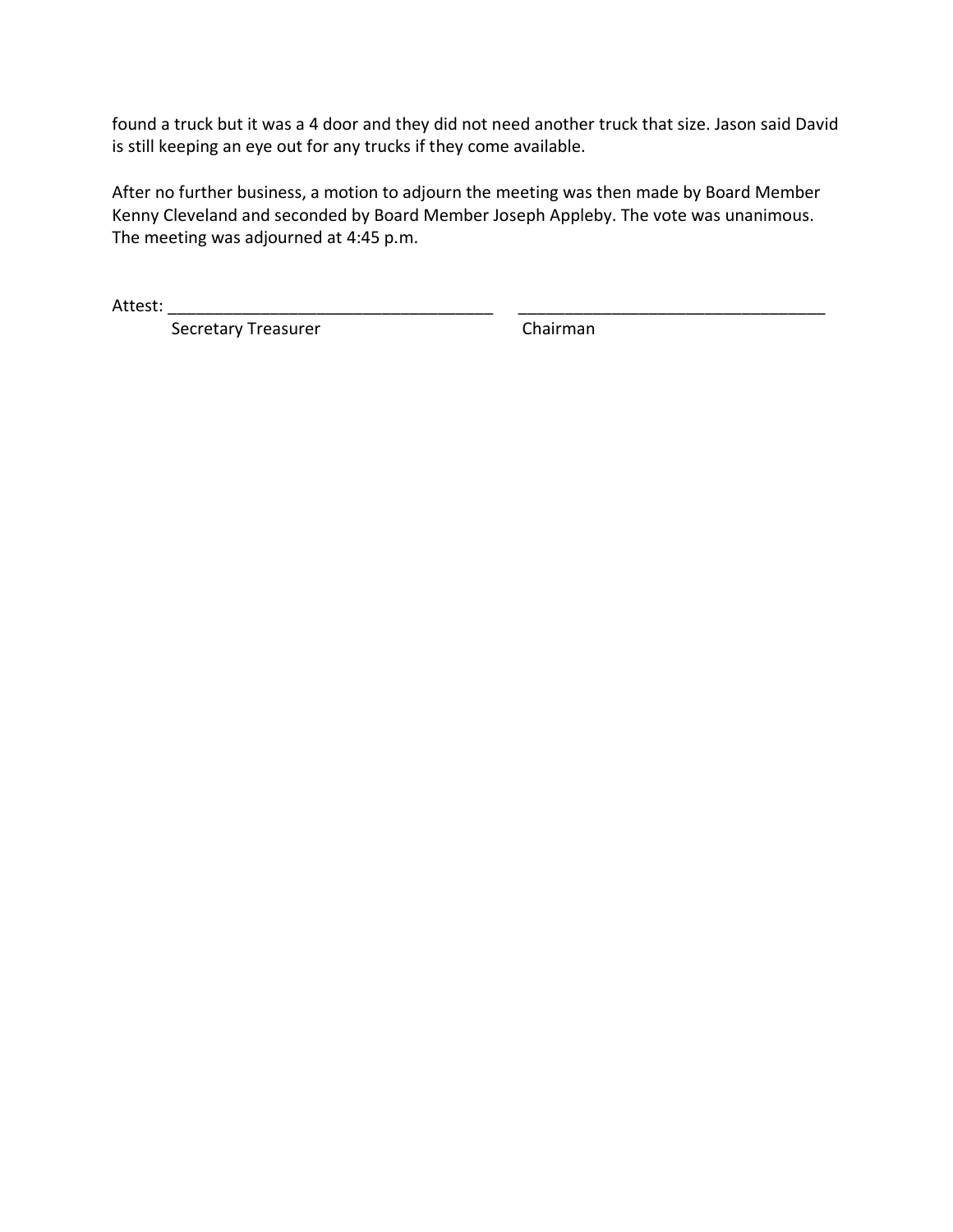found a truck but it was a 4 door and they did not need another truck that size. Jason said David is still keeping an eye out for any trucks if they come available.

After no further business, a motion to adjourn the meeting was then made by Board Member Kenny Cleveland and seconded by Board Member Joseph Appleby. The vote was unanimous. The meeting was adjourned at 4:45 p.m.

Attest: ____________________________________ ________________________________

Secretary Treasurer Chairman